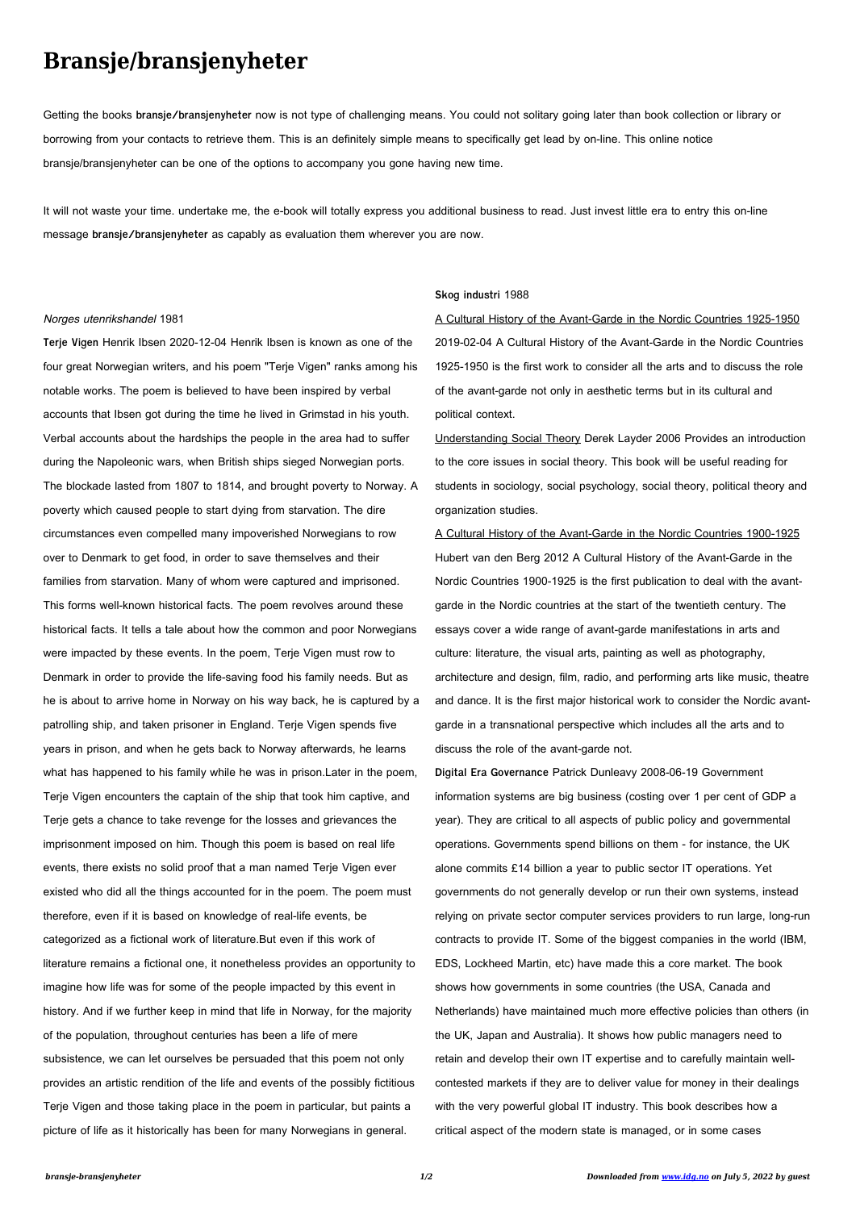# Bransje/bransjenyheter

Getting the books **bransje/bransjenyheter** now is not type of challenging means. You could not solitary going later than book collection or library or borrowing from your contacts to retrieve them. This is an definitely simple means to specifically get lead by on-line. This online notice bransje/bransjenyheter can be one of the options to accompany you gone having new time.

It will not waste your time. undertake me, the e-book will totally express you additional business to read. Just invest little era to entry this on-line message **bransje/bransjenyheter** as capably as evaluation them wherever you are now.

*Norges utenrikshandel* 1981

**Terje Vigen** Henrik Ibsen 2020-12-04 Henrik Ibsen is known as one of the four great Norwegian writers, and his poem "Terje Vigen" ranks among his notable works. The poem is believed to have been inspired by verbal accounts that Ibsen got during the time he lived in Grimstad in his youth. Verbal accounts about the hardships the people in the area had to suffer during the Napoleonic wars, when British ships sieged Norwegian ports. The blockade lasted from 1807 to 1814, and brought poverty to Norway. A poverty which caused people to start dying from starvation. The dire circumstances even compelled many impoverished Norwegians to row over to Denmark to get food, in order to save themselves and their families from starvation. Many of whom were captured and imprisoned. This forms well-known historical facts. The poem revolves around these historical facts. It tells a tale about how the common and poor Norwegians were impacted by these events. In the poem, Terje Vigen must row to Denmark in order to provide the life-saving food his family needs. But as he is about to arrive home in Norway on his way back, he is captured by a patrolling ship, and taken prisoner in England. Terje Vigen spends five years in prison, and when he gets back to Norway afterwards, he learns what has happened to his family while he was in prison.Later in the poem, Terje Vigen encounters the captain of the ship that took him captive, and Terje gets a chance to take revenge for the losses and grievances the imprisonment imposed on him. Though this poem is based on real life events, there exists no solid proof that a man named Terje Vigen ever existed who did all the things accounted for in the poem. The poem must therefore, even if it is based on knowledge of real-life events, be categorized as a fictional work of literature.But even if this work of literature remains a fictional one, it nonetheless provides an opportunity to imagine how life was for some of the people impacted by this event in history. And if we further keep in mind that life in Norway, for the majority of the population, throughout centuries has been a life of mere subsistence, we can let ourselves be persuaded that this poem not only provides an artistic rendition of the life and events of the possibly fictitious Terje Vigen and those taking place in the poem in particular, but paints a picture of life as it historically has been for many Norwegians in general.

**Skog industri** 1988

A Cultural History of the Avant-Garde in the Nordic Countries 1925-1950 2019-02-04 A Cultural History of the Avant-Garde in the Nordic Countries 1925-1950 is the first work to consider all the arts and to discuss the role of the avant-garde not only in aesthetic terms but in its cultural and political context.

Understanding Social Theory Derek Layder 2006 Provides an introduction to the core issues in social theory. This book will be useful reading for students in sociology, social psychology, social theory, political theory and organization studies.

A Cultural History of the Avant-Garde in the Nordic Countries 1900-1925 Hubert van den Berg 2012 A Cultural History of the Avant-Garde in the Nordic Countries 1900-1925 is the first publication to deal with the avant-garde in the Nordic countries at the start of the twentieth century. The essays cover a wide range of avant-garde manifestations in arts and culture: literature, the visual arts, painting as well as photography, architecture and design, film, radio, and performing arts like music, theatre and dance. It is the first major historical work to consider the Nordic avant-garde in a transnational perspective which includes all the arts and to discuss the role of the avant-garde not.

**Digital Era Governance** Patrick Dunleavy 2008-06-19 Government information systems are big business (costing over 1 per cent of GDP a year). They are critical to all aspects of public policy and governmental operations. Governments spend billions on them - for instance, the UK alone commits £14 billion a year to public sector IT operations. Yet governments do not generally develop or run their own systems, instead relying on private sector computer services providers to run large, long-run contracts to provide IT. Some of the biggest companies in the world (IBM, EDS, Lockheed Martin, etc) have made this a core market. The book shows how governments in some countries (the USA, Canada and Netherlands) have maintained much more effective policies than others (in the UK, Japan and Australia). It shows how public managers need to retain and develop their own IT expertise and to carefully maintain well-contested markets if they are to deliver value for money in their dealings with the very powerful global IT industry. This book describes how a critical aspect of the modern state is managed, or in some cases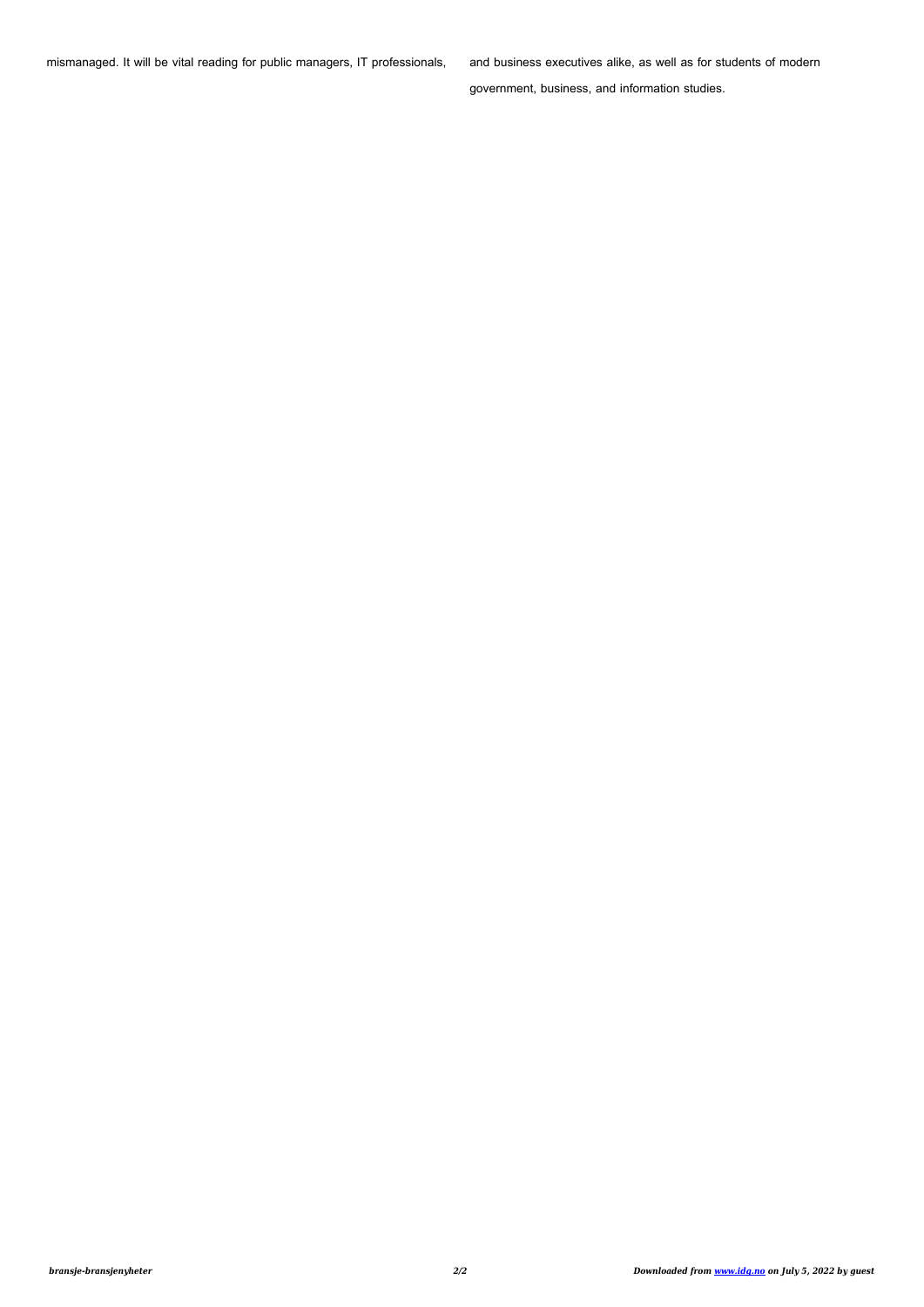mismanaged. It will be vital reading for public managers, IT professionals, and business executives alike, as well as for students of modern government, business, and information studies.